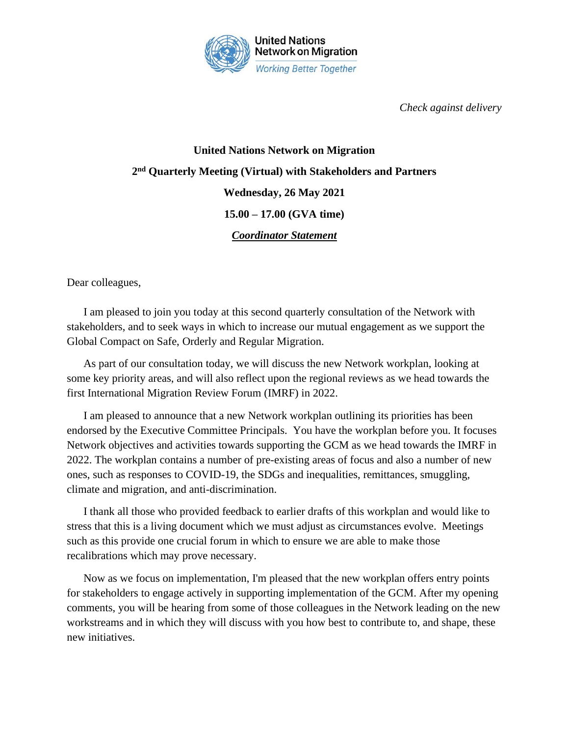United Nations Network on Migration

*Working Better Together*

*Check against delivery*

**United Nations Network on Migration**

**2nd Quarterly Meeting (Virtual) with Stakeholders and Partners**

**Wednesday, 26 May 2021**

**15.00 – 17.00 (GVA time)**

***Coordinator Statement***

Dear colleagues,

I am pleased to join you today at this second quarterly consultation of the Network with stakeholders, and to seek ways in which to increase our mutual engagement as we support the Global Compact on Safe, Orderly and Regular Migration.

As part of our consultation today, we will discuss the new Network workplan, looking at some key priority areas, and will also reflect upon the regional reviews as we head towards the first International Migration Review Forum (IMRF) in 2022.

I am pleased to announce that a new Network workplan outlining its priorities has been endorsed by the Executive Committee Principals. You have the workplan before you. It focuses Network objectives and activities towards supporting the GCM as we head towards the IMRF in 2022. The workplan contains a number of pre-existing areas of focus and also a number of new ones, such as responses to COVID-19, the SDGs and inequalities, remittances, smuggling, climate and migration, and anti-discrimination.

I thank all those who provided feedback to earlier drafts of this workplan and would like to stress that this is a living document which we must adjust as circumstances evolve. Meetings such as this provide one crucial forum in which to ensure we are able to make those recalibrations which may prove necessary.

Now as we focus on implementation, I'm pleased that the new workplan offers entry points for stakeholders to engage actively in supporting implementation of the GCM. After my opening comments, you will be hearing from some of those colleagues in the Network leading on the new workstreams and in which they will discuss with you how best to contribute to, and shape, these new initiatives.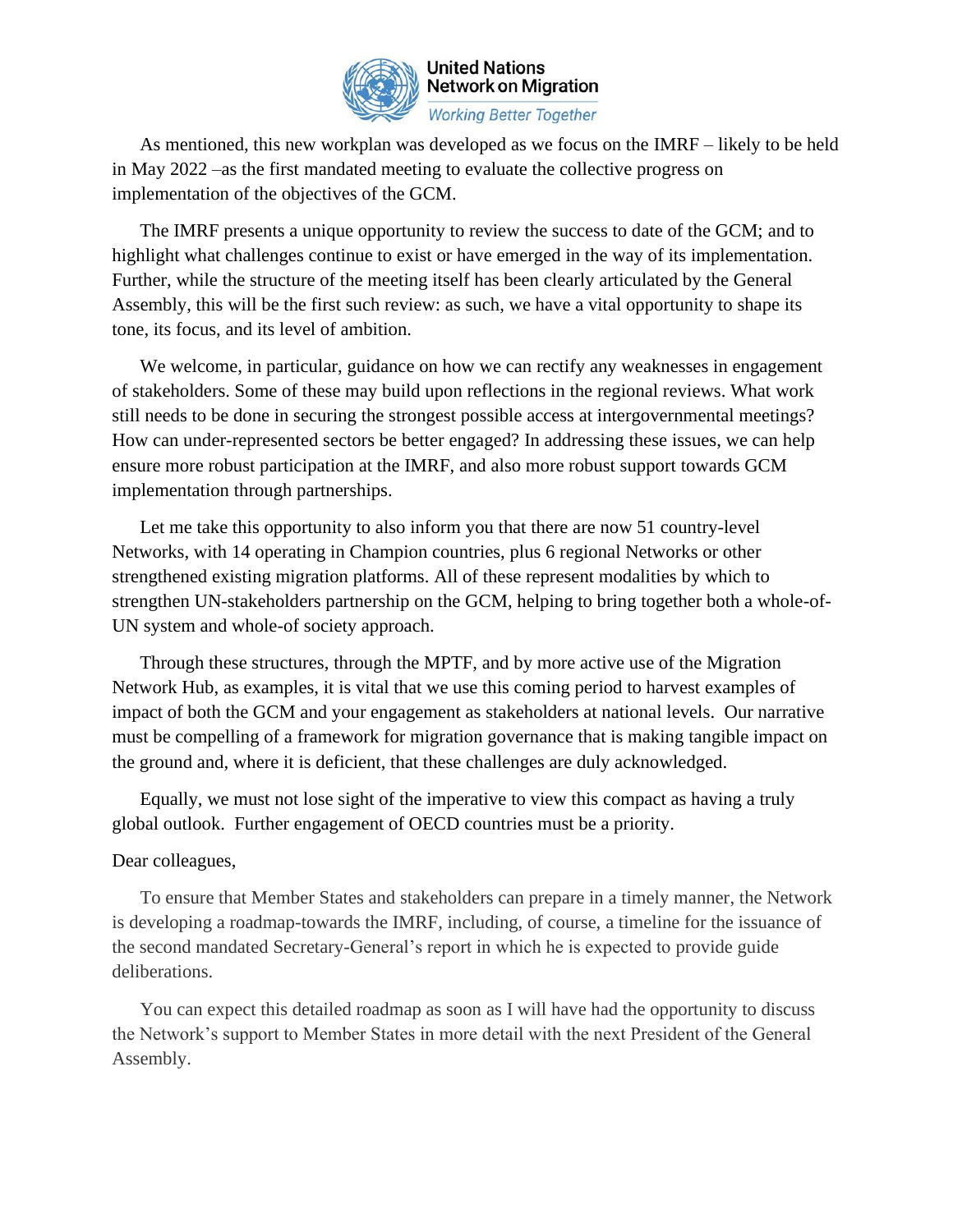As mentioned, this new workplan was developed as we focus on the IMRF – likely to be held in May 2022 –as the first mandated meeting to evaluate the collective progress on implementation of the objectives of the GCM.

The IMRF presents a unique opportunity to review the success to date of the GCM; and to highlight what challenges continue to exist or have emerged in the way of its implementation. Further, while the structure of the meeting itself has been clearly articulated by the General Assembly, this will be the first such review: as such, we have a vital opportunity to shape its tone, its focus, and its level of ambition.

We welcome, in particular, guidance on how we can rectify any weaknesses in engagement of stakeholders. Some of these may build upon reflections in the regional reviews. What work still needs to be done in securing the strongest possible access at intergovernmental meetings? How can under-represented sectors be better engaged? In addressing these issues, we can help ensure more robust participation at the IMRF, and also more robust support towards GCM implementation through partnerships.

Let me take this opportunity to also inform you that there are now 51 country-level Networks, with 14 operating in Champion countries, plus 6 regional Networks or other strengthened existing migration platforms. All of these represent modalities by which to strengthen UN-stakeholders partnership on the GCM, helping to bring together both a whole-of-UN system and whole-of society approach.

Through these structures, through the MPTF, and by more active use of the Migration Network Hub, as examples, it is vital that we use this coming period to harvest examples of impact of both the GCM and your engagement as stakeholders at national levels. Our narrative must be compelling of a framework for migration governance that is making tangible impact on the ground and, where it is deficient, that these challenges are duly acknowledged.

Equally, we must not lose sight of the imperative to view this compact as having a truly global outlook. Further engagement of OECD countries must be a priority.

Dear colleagues,

To ensure that Member States and stakeholders can prepare in a timely manner, the Network is developing a roadmap-towards the IMRF, including, of course, a timeline for the issuance of the second mandated Secretary-General's report in which he is expected to provide guide deliberations.

You can expect this detailed roadmap as soon as I will have had the opportunity to discuss the Network's support to Member States in more detail with the next President of the General Assembly.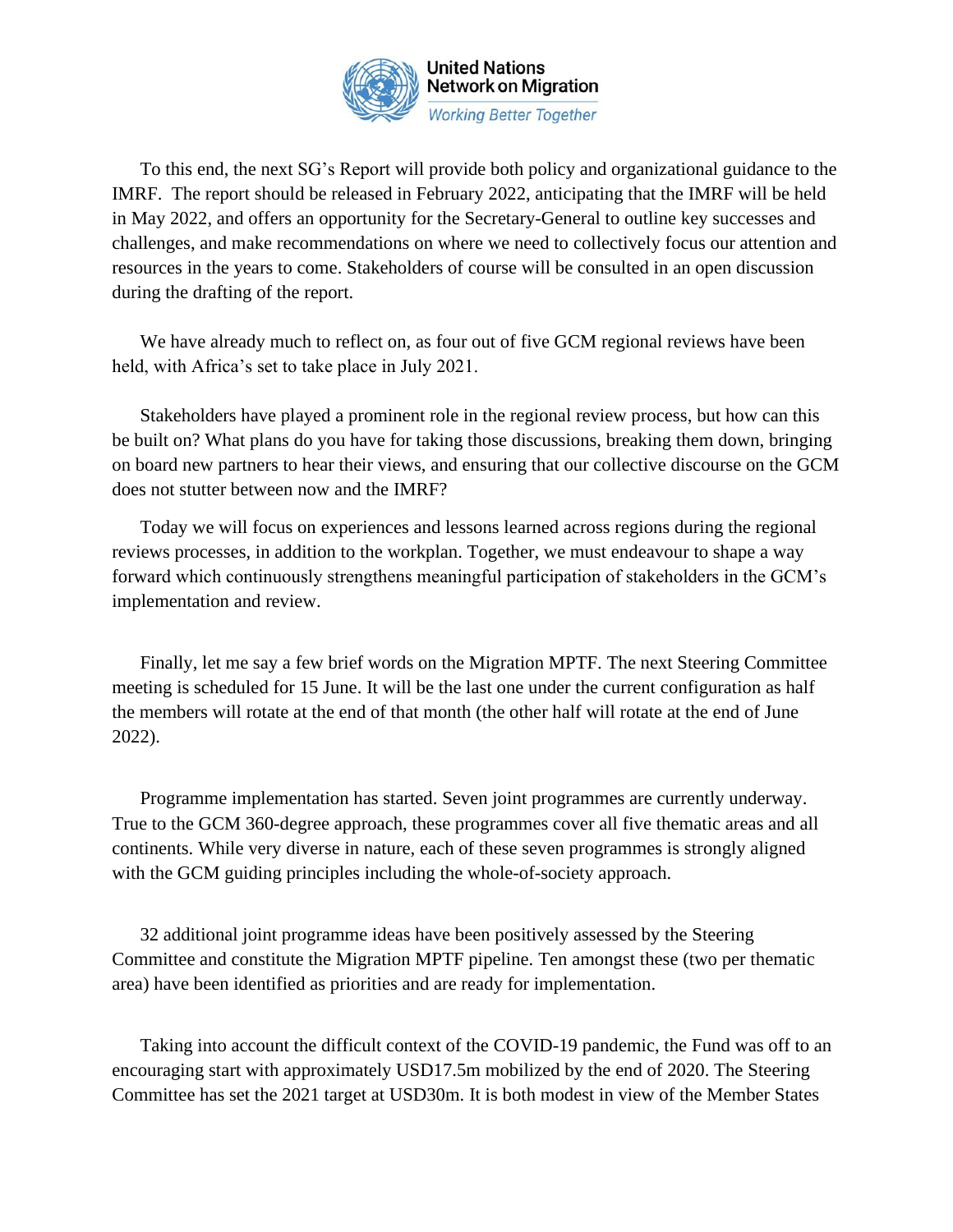To this end, the next SG's Report will provide both policy and organizational guidance to the IMRF. The report should be released in February 2022, anticipating that the IMRF will be held in May 2022, and offers an opportunity for the Secretary-General to outline key successes and challenges, and make recommendations on where we need to collectively focus our attention and resources in the years to come. Stakeholders of course will be consulted in an open discussion during the drafting of the report.

We have already much to reflect on, as four out of five GCM regional reviews have been held, with Africa's set to take place in July 2021.

Stakeholders have played a prominent role in the regional review process, but how can this be built on? What plans do you have for taking those discussions, breaking them down, bringing on board new partners to hear their views, and ensuring that our collective discourse on the GCM does not stutter between now and the IMRF?

Today we will focus on experiences and lessons learned across regions during the regional reviews processes, in addition to the workplan. Together, we must endeavour to shape a way forward which continuously strengthens meaningful participation of stakeholders in the GCM's implementation and review.

Finally, let me say a few brief words on the Migration MPTF. The next Steering Committee meeting is scheduled for 15 June. It will be the last one under the current configuration as half the members will rotate at the end of that month (the other half will rotate at the end of June 2022).

Programme implementation has started. Seven joint programmes are currently underway. True to the GCM 360-degree approach, these programmes cover all five thematic areas and all continents. While very diverse in nature, each of these seven programmes is strongly aligned with the GCM guiding principles including the whole-of-society approach.

32 additional joint programme ideas have been positively assessed by the Steering Committee and constitute the Migration MPTF pipeline. Ten amongst these (two per thematic area) have been identified as priorities and are ready for implementation.

Taking into account the difficult context of the COVID-19 pandemic, the Fund was off to an encouraging start with approximately USD17.5m mobilized by the end of 2020. The Steering Committee has set the 2021 target at USD30m. It is both modest in view of the Member States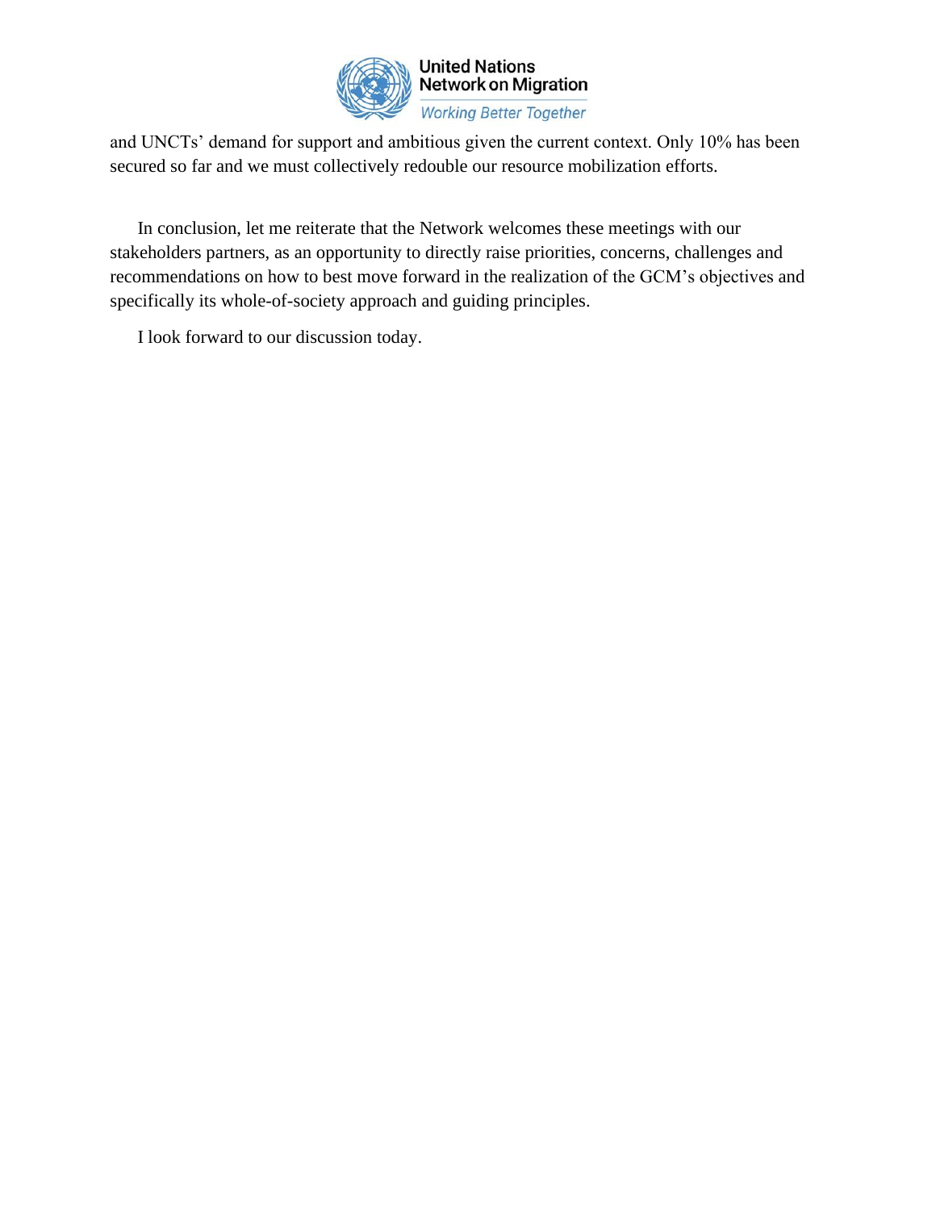and UNCTs' demand for support and ambitious given the current context. Only 10% has been secured so far and we must collectively redouble our resource mobilization efforts.

In conclusion, let me reiterate that the Network welcomes these meetings with our stakeholders partners, as an opportunity to directly raise priorities, concerns, challenges and recommendations on how to best move forward in the realization of the GCM's objectives and specifically its whole-of-society approach and guiding principles.

I look forward to our discussion today.